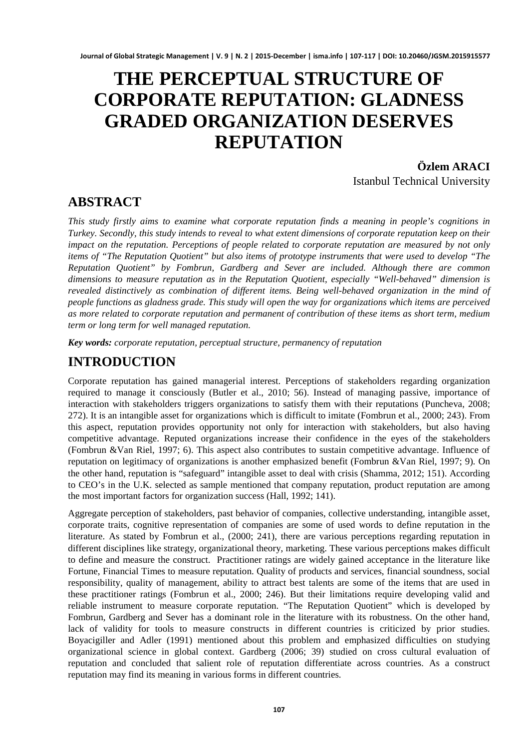# THE PERCEPTUAL STRUCTURE OF CORPORATE REPUTATION: GLADNESS GRADED ORGANIZATION DESERVES REPUTATION

**Özlem ARACI**
Istanbul Technical University

## ABSTRACT

*This study firstly aims to examine what corporate reputation finds a meaning in people's cognitions in Turkey. Secondly, this study intends to reveal to what extent dimensions of corporate reputation keep on their impact on the reputation. Perceptions of people related to corporate reputation are measured by not only items of "The Reputation Quotient" but also items of prototype instruments that were used to develop "The Reputation Quotient" by Fombrun, Gardberg and Sever are included. Although there are common dimensions to measure reputation as in the Reputation Quotient, especially "Well-behaved" dimension is revealed distinctively as combination of different items. Being well-behaved organization in the mind of people functions as gladness grade. This study will open the way for organizations which items are perceived as more related to corporate reputation and permanent of contribution of these items as short term, medium term or long term for well managed reputation.*

***Key words:*** *corporate reputation, perceptual structure, permanency of reputation*

## INTRODUCTION

Corporate reputation has gained managerial interest. Perceptions of stakeholders regarding organization required to manage it consciously (Butler et al., 2010; 56). Instead of managing passive, importance of interaction with stakeholders triggers organizations to satisfy them with their reputations (Puncheva, 2008; 272). It is an intangible asset for organizations which is difficult to imitate (Fombrun et al., 2000; 243). From this aspect, reputation provides opportunity not only for interaction with stakeholders, but also having competitive advantage. Reputed organizations increase their confidence in the eyes of the stakeholders (Fombrun &Van Riel, 1997; 6). This aspect also contributes to sustain competitive advantage. Influence of reputation on legitimacy of organizations is another emphasized benefit (Fombrun &Van Riel, 1997; 9). On the other hand, reputation is "safeguard" intangible asset to deal with crisis (Shamma, 2012; 151). According to CEO's in the U.K. selected as sample mentioned that company reputation, product reputation are among the most important factors for organization success (Hall, 1992; 141).

Aggregate perception of stakeholders, past behavior of companies, collective understanding, intangible asset, corporate traits, cognitive representation of companies are some of used words to define reputation in the literature. As stated by Fombrun et al., (2000; 241), there are various perceptions regarding reputation in different disciplines like strategy, organizational theory, marketing. These various perceptions makes difficult to define and measure the construct. Practitioner ratings are widely gained acceptance in the literature like Fortune, Financial Times to measure reputation. Quality of products and services, financial soundness, social responsibility, quality of management, ability to attract best talents are some of the items that are used in these practitioner ratings (Fombrun et al., 2000; 246). But their limitations require developing valid and reliable instrument to measure corporate reputation. "The Reputation Quotient" which is developed by Fombrun, Gardberg and Sever has a dominant role in the literature with its robustness. On the other hand, lack of validity for tools to measure constructs in different countries is criticized by prior studies. Boyacigiller and Adler (1991) mentioned about this problem and emphasized difficulties on studying organizational science in global context. Gardberg (2006; 39) studied on cross cultural evaluation of reputation and concluded that salient role of reputation differentiate across countries. As a construct reputation may find its meaning in various forms in different countries.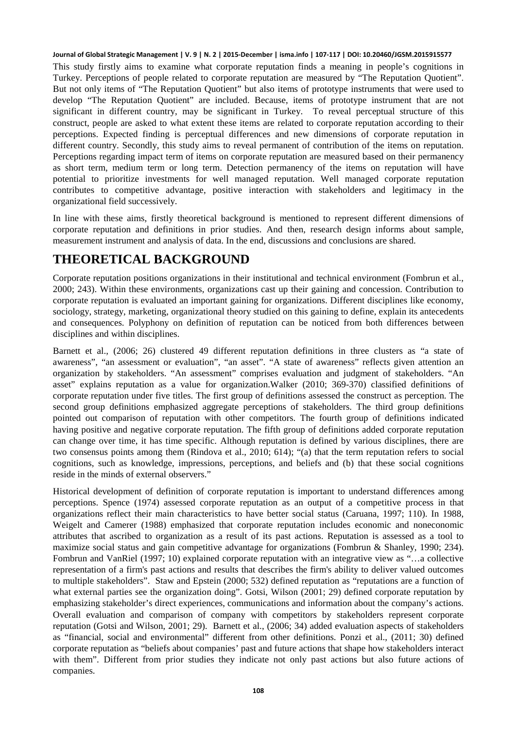This study firstly aims to examine what corporate reputation finds a meaning in people's cognitions in Turkey. Perceptions of people related to corporate reputation are measured by "The Reputation Quotient". But not only items of "The Reputation Quotient" but also items of prototype instruments that were used to develop "The Reputation Quotient" are included. Because, items of prototype instrument that are not significant in different country, may be significant in Turkey. To reveal perceptual structure of this construct, people are asked to what extent these items are related to corporate reputation according to their perceptions. Expected finding is perceptual differences and new dimensions of corporate reputation in different country. Secondly, this study aims to reveal permanent of contribution of the items on reputation. Perceptions regarding impact term of items on corporate reputation are measured based on their permanency as short term, medium term or long term. Detection permanency of the items on reputation will have potential to prioritize investments for well managed reputation. Well managed corporate reputation contributes to competitive advantage, positive interaction with stakeholders and legitimacy in the organizational field successively.

In line with these aims, firstly theoretical background is mentioned to represent different dimensions of corporate reputation and definitions in prior studies. And then, research design informs about sample, measurement instrument and analysis of data. In the end, discussions and conclusions are shared.

# THEORETICAL BACKGROUND

Corporate reputation positions organizations in their institutional and technical environment (Fombrun et al., 2000; 243). Within these environments, organizations cast up their gaining and concession. Contribution to corporate reputation is evaluated an important gaining for organizations. Different disciplines like economy, sociology, strategy, marketing, organizational theory studied on this gaining to define, explain its antecedents and consequences. Polyphony on definition of reputation can be noticed from both differences between disciplines and within disciplines.

Barnett et al., (2006; 26) clustered 49 different reputation definitions in three clusters as "a state of awareness", "an assessment or evaluation", "an asset". "A state of awareness" reflects given attention an organization by stakeholders. "An assessment" comprises evaluation and judgment of stakeholders. "An asset" explains reputation as a value for organization.Walker (2010; 369-370) classified definitions of corporate reputation under five titles. The first group of definitions assessed the construct as perception. The second group definitions emphasized aggregate perceptions of stakeholders. The third group definitions pointed out comparison of reputation with other competitors. The fourth group of definitions indicated having positive and negative corporate reputation. The fifth group of definitions added corporate reputation can change over time, it has time specific. Although reputation is defined by various disciplines, there are two consensus points among them (Rindova et al., 2010; 614); "(a) that the term reputation refers to social cognitions, such as knowledge, impressions, perceptions, and beliefs and (b) that these social cognitions reside in the minds of external observers."

Historical development of definition of corporate reputation is important to understand differences among perceptions. Spence (1974) assessed corporate reputation as an output of a competitive process in that organizations reflect their main characteristics to have better social status (Caruana, 1997; 110). In 1988, Weigelt and Camerer (1988) emphasized that corporate reputation includes economic and noneconomic attributes that ascribed to organization as a result of its past actions. Reputation is assessed as a tool to maximize social status and gain competitive advantage for organizations (Fombrun & Shanley, 1990; 234). Fombrun and VanRiel (1997; 10) explained corporate reputation with an integrative view as "…a collective representation of a firm's past actions and results that describes the firm's ability to deliver valued outcomes to multiple stakeholders". Staw and Epstein (2000; 532) defined reputation as "reputations are a function of what external parties see the organization doing". Gotsi, Wilson (2001; 29) defined corporate reputation by emphasizing stakeholder's direct experiences, communications and information about the company's actions. Overall evaluation and comparison of company with competitors by stakeholders represent corporate reputation (Gotsi and Wilson, 2001; 29). Barnett et al., (2006; 34) added evaluation aspects of stakeholders as "financial, social and environmental" different from other definitions. Ponzi et al., (2011; 30) defined corporate reputation as "beliefs about companies' past and future actions that shape how stakeholders interact with them". Different from prior studies they indicate not only past actions but also future actions of companies.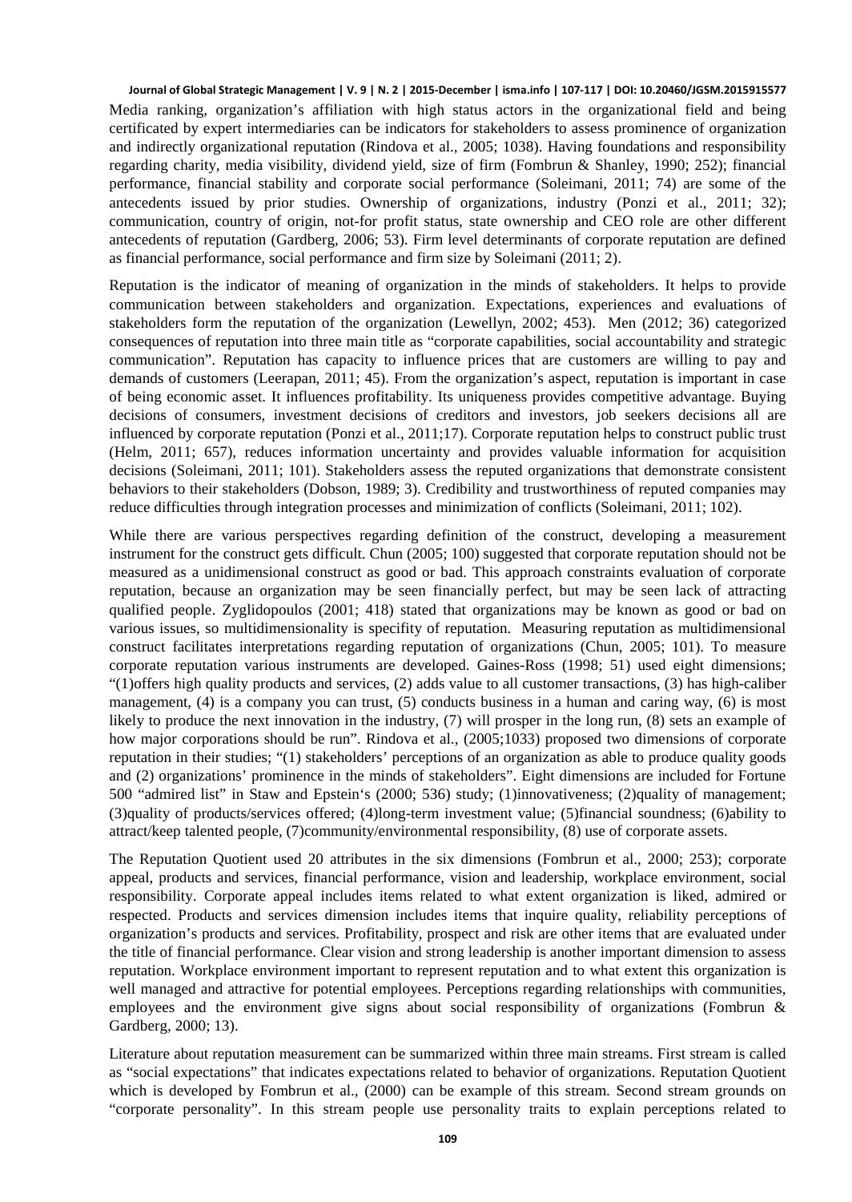Media ranking, organization's affiliation with high status actors in the organizational field and being certificated by expert intermediaries can be indicators for stakeholders to assess prominence of organization and indirectly organizational reputation (Rindova et al., 2005; 1038). Having foundations and responsibility regarding charity, media visibility, dividend yield, size of firm (Fombrun & Shanley, 1990; 252); financial performance, financial stability and corporate social performance (Soleimani, 2011; 74) are some of the antecedents issued by prior studies. Ownership of organizations, industry (Ponzi et al., 2011; 32); communication, country of origin, not-for profit status, state ownership and CEO role are other different antecedents of reputation (Gardberg, 2006; 53). Firm level determinants of corporate reputation are defined as financial performance, social performance and firm size by Soleimani (2011; 2).

Reputation is the indicator of meaning of organization in the minds of stakeholders. It helps to provide communication between stakeholders and organization. Expectations, experiences and evaluations of stakeholders form the reputation of the organization (Lewellyn, 2002; 453). Men (2012; 36) categorized consequences of reputation into three main title as "corporate capabilities, social accountability and strategic communication". Reputation has capacity to influence prices that are customers are willing to pay and demands of customers (Leerapan, 2011; 45). From the organization's aspect, reputation is important in case of being economic asset. It influences profitability. Its uniqueness provides competitive advantage. Buying decisions of consumers, investment decisions of creditors and investors, job seekers decisions all are influenced by corporate reputation (Ponzi et al., 2011;17). Corporate reputation helps to construct public trust (Helm, 2011; 657), reduces information uncertainty and provides valuable information for acquisition decisions (Soleimani, 2011; 101). Stakeholders assess the reputed organizations that demonstrate consistent behaviors to their stakeholders (Dobson, 1989; 3). Credibility and trustworthiness of reputed companies may reduce difficulties through integration processes and minimization of conflicts (Soleimani, 2011; 102).

While there are various perspectives regarding definition of the construct, developing a measurement instrument for the construct gets difficult. Chun (2005; 100) suggested that corporate reputation should not be measured as a unidimensional construct as good or bad. This approach constraints evaluation of corporate reputation, because an organization may be seen financially perfect, but may be seen lack of attracting qualified people. Zyglidopoulos (2001; 418) stated that organizations may be known as good or bad on various issues, so multidimensionality is specifity of reputation. Measuring reputation as multidimensional construct facilitates interpretations regarding reputation of organizations (Chun, 2005; 101). To measure corporate reputation various instruments are developed. Gaines-Ross (1998; 51) used eight dimensions; "(1)offers high quality products and services, (2) adds value to all customer transactions, (3) has high-caliber management, (4) is a company you can trust, (5) conducts business in a human and caring way, (6) is most likely to produce the next innovation in the industry, (7) will prosper in the long run, (8) sets an example of how major corporations should be run". Rindova et al., (2005;1033) proposed two dimensions of corporate reputation in their studies; "(1) stakeholders' perceptions of an organization as able to produce quality goods and (2) organizations' prominence in the minds of stakeholders". Eight dimensions are included for Fortune 500 "admired list" in Staw and Epstein's (2000; 536) study; (1)innovativeness; (2)quality of management; (3)quality of products/services offered; (4)long-term investment value; (5)financial soundness; (6)ability to attract/keep talented people, (7)community/environmental responsibility, (8) use of corporate assets.

The Reputation Quotient used 20 attributes in the six dimensions (Fombrun et al., 2000; 253); corporate appeal, products and services, financial performance, vision and leadership, workplace environment, social responsibility. Corporate appeal includes items related to what extent organization is liked, admired or respected. Products and services dimension includes items that inquire quality, reliability perceptions of organization's products and services. Profitability, prospect and risk are other items that are evaluated under the title of financial performance. Clear vision and strong leadership is another important dimension to assess reputation. Workplace environment important to represent reputation and to what extent this organization is well managed and attractive for potential employees. Perceptions regarding relationships with communities, employees and the environment give signs about social responsibility of organizations (Fombrun & Gardberg, 2000; 13).

Literature about reputation measurement can be summarized within three main streams. First stream is called as "social expectations" that indicates expectations related to behavior of organizations. Reputation Quotient which is developed by Fombrun et al., (2000) can be example of this stream. Second stream grounds on "corporate personality". In this stream people use personality traits to explain perceptions related to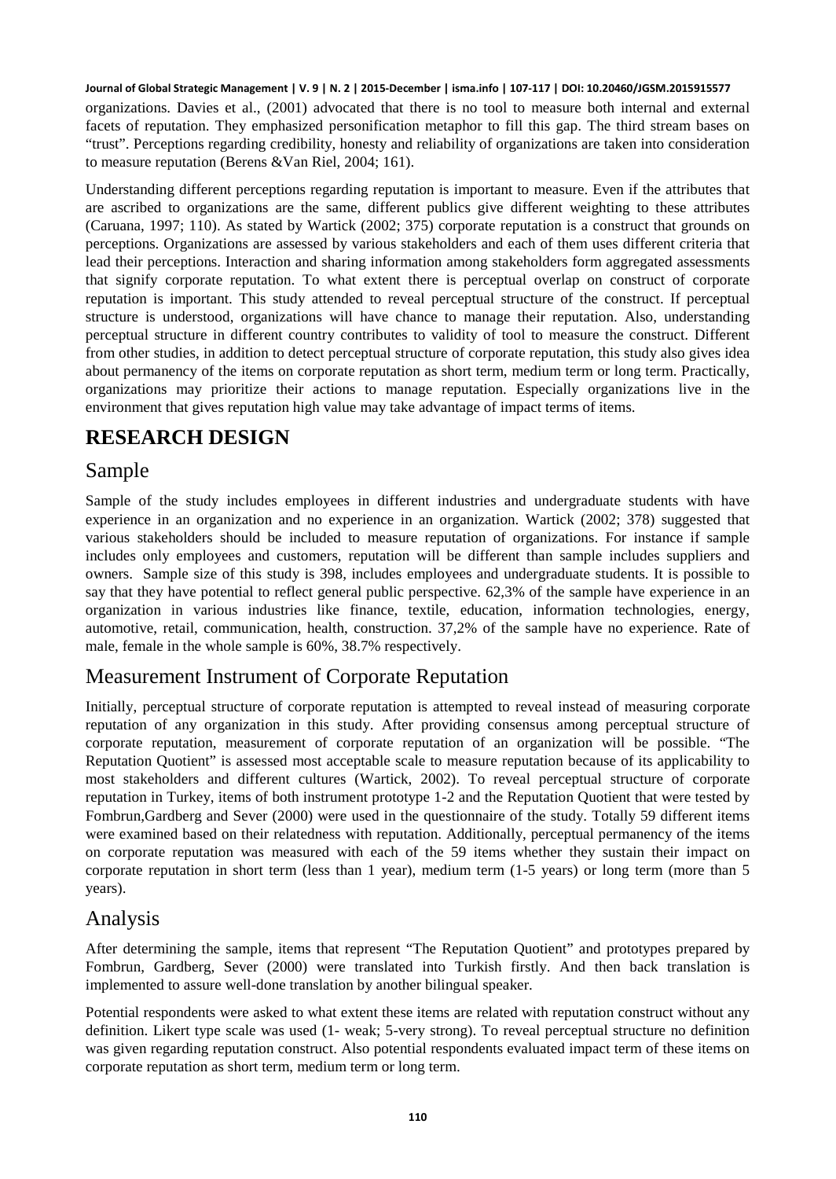organizations. Davies et al., (2001) advocated that there is no tool to measure both internal and external facets of reputation. They emphasized personification metaphor to fill this gap. The third stream bases on "trust". Perceptions regarding credibility, honesty and reliability of organizations are taken into consideration to measure reputation (Berens &Van Riel, 2004; 161).

Understanding different perceptions regarding reputation is important to measure. Even if the attributes that are ascribed to organizations are the same, different publics give different weighting to these attributes (Caruana, 1997; 110). As stated by Wartick (2002; 375) corporate reputation is a construct that grounds on perceptions. Organizations are assessed by various stakeholders and each of them uses different criteria that lead their perceptions. Interaction and sharing information among stakeholders form aggregated assessments that signify corporate reputation. To what extent there is perceptual overlap on construct of corporate reputation is important. This study attended to reveal perceptual structure of the construct. If perceptual structure is understood, organizations will have chance to manage their reputation. Also, understanding perceptual structure in different country contributes to validity of tool to measure the construct. Different from other studies, in addition to detect perceptual structure of corporate reputation, this study also gives idea about permanency of the items on corporate reputation as short term, medium term or long term. Practically, organizations may prioritize their actions to manage reputation. Especially organizations live in the environment that gives reputation high value may take advantage of impact terms of items.

# RESEARCH DESIGN

## Sample

Sample of the study includes employees in different industries and undergraduate students with have experience in an organization and no experience in an organization. Wartick (2002; 378) suggested that various stakeholders should be included to measure reputation of organizations. For instance if sample includes only employees and customers, reputation will be different than sample includes suppliers and owners. Sample size of this study is 398, includes employees and undergraduate students. It is possible to say that they have potential to reflect general public perspective. 62,3% of the sample have experience in an organization in various industries like finance, textile, education, information technologies, energy, automotive, retail, communication, health, construction. 37,2% of the sample have no experience. Rate of male, female in the whole sample is 60%, 38.7% respectively.

## Measurement Instrument of Corporate Reputation

Initially, perceptual structure of corporate reputation is attempted to reveal instead of measuring corporate reputation of any organization in this study. After providing consensus among perceptual structure of corporate reputation, measurement of corporate reputation of an organization will be possible. "The Reputation Quotient" is assessed most acceptable scale to measure reputation because of its applicability to most stakeholders and different cultures (Wartick, 2002). To reveal perceptual structure of corporate reputation in Turkey, items of both instrument prototype 1-2 and the Reputation Quotient that were tested by Fombrun,Gardberg and Sever (2000) were used in the questionnaire of the study. Totally 59 different items were examined based on their relatedness with reputation. Additionally, perceptual permanency of the items on corporate reputation was measured with each of the 59 items whether they sustain their impact on corporate reputation in short term (less than 1 year), medium term (1-5 years) or long term (more than 5 years).

## Analysis

After determining the sample, items that represent "The Reputation Quotient" and prototypes prepared by Fombrun, Gardberg, Sever (2000) were translated into Turkish firstly. And then back translation is implemented to assure well-done translation by another bilingual speaker.

Potential respondents were asked to what extent these items are related with reputation construct without any definition. Likert type scale was used (1- weak; 5-very strong). To reveal perceptual structure no definition was given regarding reputation construct. Also potential respondents evaluated impact term of these items on corporate reputation as short term, medium term or long term.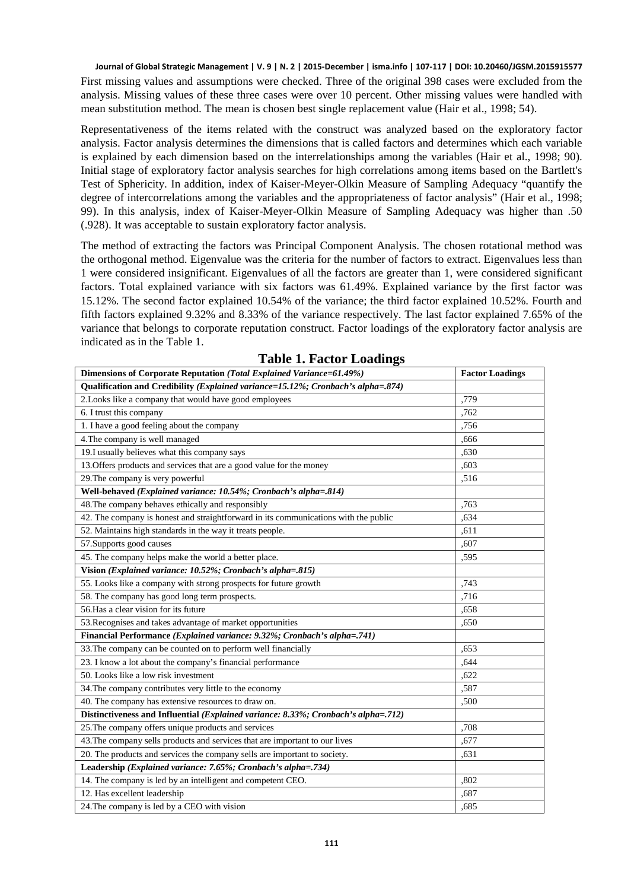First missing values and assumptions were checked. Three of the original 398 cases were excluded from the analysis. Missing values of these three cases were over 10 percent. Other missing values were handled with mean substitution method. The mean is chosen best single replacement value (Hair et al., 1998; 54).

Representativeness of the items related with the construct was analyzed based on the exploratory factor analysis. Factor analysis determines the dimensions that is called factors and determines which each variable is explained by each dimension based on the interrelationships among the variables (Hair et al., 1998; 90). Initial stage of exploratory factor analysis searches for high correlations among items based on the Bartlett's Test of Sphericity. In addition, index of Kaiser-Meyer-Olkin Measure of Sampling Adequacy "quantify the degree of intercorrelations among the variables and the appropriateness of factor analysis" (Hair et al., 1998; 99). In this analysis, index of Kaiser-Meyer-Olkin Measure of Sampling Adequacy was higher than .50 (.928). It was acceptable to sustain exploratory factor analysis.

The method of extracting the factors was Principal Component Analysis. The chosen rotational method was the orthogonal method. Eigenvalue was the criteria for the number of factors to extract. Eigenvalues less than 1 were considered insignificant. Eigenvalues of all the factors are greater than 1, were considered significant factors. Total explained variance with six factors was 61.49%. Explained variance by the first factor was 15.12%. The second factor explained 10.54% of the variance; the third factor explained 10.52%. Fourth and fifth factors explained 9.32% and 8.33% of the variance respectively. The last factor explained 7.65% of the variance that belongs to corporate reputation construct. Factor loadings of the exploratory factor analysis are indicated as in the Table 1.

**Table 1. Factor Loadings**

| **Dimensions of Corporate Reputation** *(Total Explained Variance=61.49%)* | **Factor Loadings** |
|---|---|
| **Qualification and Credibility** *(Explained variance=15.12%; Cronbach's alpha=.874)* | |
| 2.Looks like a company that would have good employees | ,779 |
| 6. I trust this company | ,762 |
| 1. I have a good feeling about the company | ,756 |
| 4.The company is well managed | ,666 |
| 19.I usually believes what this company says | ,630 |
| 13.Offers products and services that are a good value for the money | ,603 |
| 29.The company is very powerful | ,516 |
| **Well-behaved** *(Explained variance: 10.54%; Cronbach's alpha=.814)* | |
| 48.The company behaves ethically and responsibly | ,763 |
| 42. The company is honest and straightforward in its communications with the public | ,634 |
| 52. Maintains high standards in the way it treats people. | ,611 |
| 57.Supports good causes | ,607 |
| 45. The company helps make the world a better place. | ,595 |
| **Vision** *(Explained variance: 10.52%; Cronbach's alpha=.815)* | |
| 55. Looks like a company with strong prospects for future growth | ,743 |
| 58. The company has good long term prospects. | ,716 |
| 56.Has a clear vision for its future | ,658 |
| 53.Recognises and takes advantage of market opportunities | ,650 |
| **Financial Performance** *(Explained variance: 9.32%; Cronbach's alpha=.741)* | |
| 33.The company can be counted on to perform well financially | ,653 |
| 23. I know a lot about the company's financial performance | ,644 |
| 50. Looks like a low risk investment | ,622 |
| 34.The company contributes very little to the economy | ,587 |
| 40. The company has extensive resources to draw on. | ,500 |
| **Distinctiveness and Influential** *(Explained variance: 8.33%; Cronbach's alpha=.712)* | |
| 25.The company offers unique products and services | ,708 |
| 43.The company sells products and services that are important to our lives | ,677 |
| 20. The products and services the company sells are important to society. | ,631 |
| **Leadership** *(Explained variance: 7.65%; Cronbach's alpha=.734)* | |
| 14. The company is led by an intelligent and competent CEO. | ,802 |
| 12. Has excellent leadership | ,687 |
| 24.The company is led by a CEO with vision | ,685 |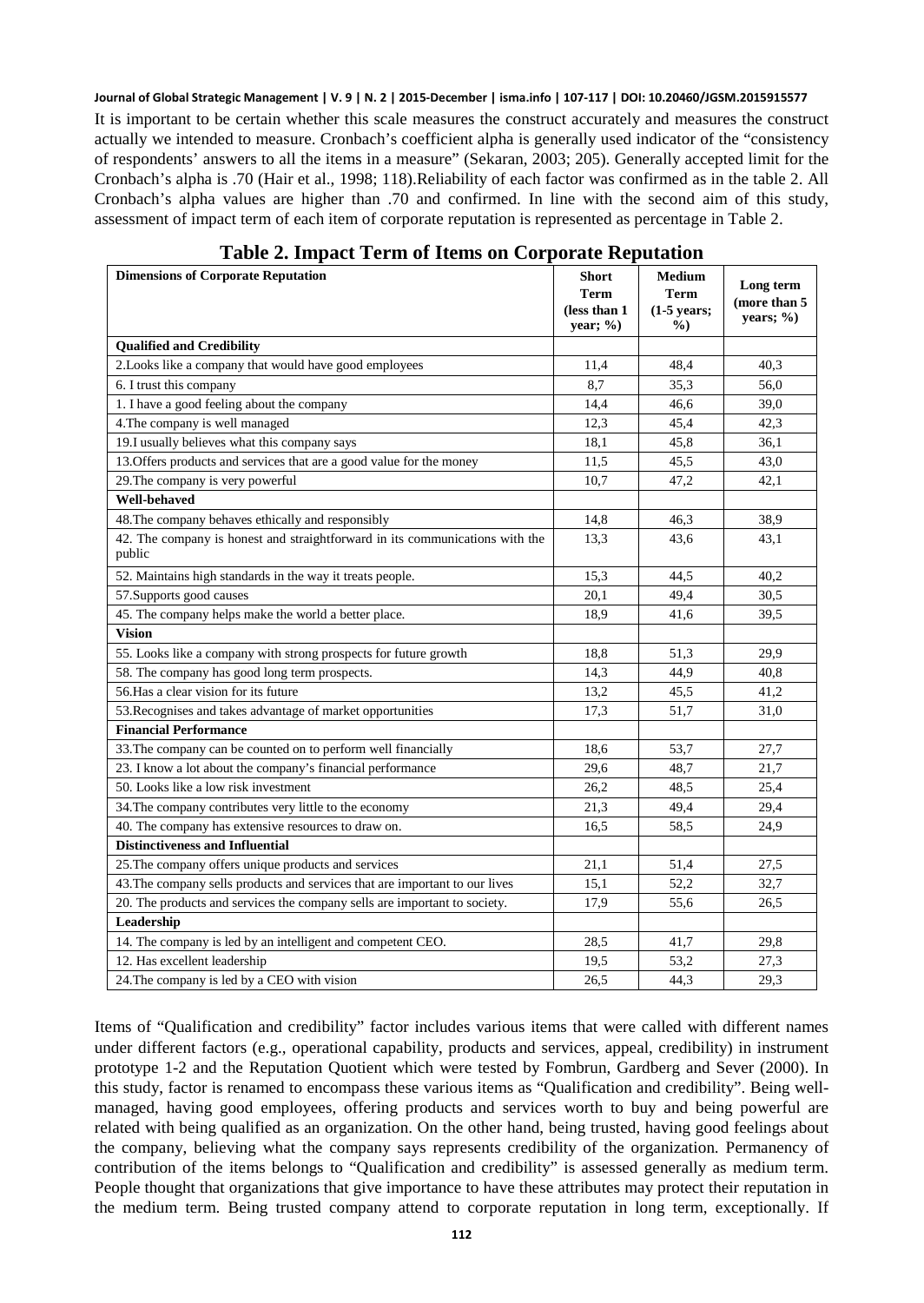It is important to be certain whether this scale measures the construct accurately and measures the construct actually we intended to measure. Cronbach's coefficient alpha is generally used indicator of the "consistency of respondents' answers to all the items in a measure" (Sekaran, 2003; 205). Generally accepted limit for the Cronbach's alpha is .70 (Hair et al., 1998; 118).Reliability of each factor was confirmed as in the table 2. All Cronbach's alpha values are higher than .70 and confirmed. In line with the second aim of this study, assessment of impact term of each item of corporate reputation is represented as percentage in Table 2.

**Table 2. Impact Term of Items on Corporate Reputation**

| Dimensions of Corporate Reputation | Short Term (less than 1 year; %) | Medium Term (1-5 years; %) | Long term (more than 5 years; %) |
|---|---|---|---|
| **Qualified and Credibility** | | | |
| 2.Looks like a company that would have good employees | 11,4 | 48,4 | 40,3 |
| 6. I trust this company | 8,7 | 35,3 | 56,0 |
| 1. I have a good feeling about the company | 14,4 | 46,6 | 39,0 |
| 4.The company is well managed | 12,3 | 45,4 | 42,3 |
| 19.I usually believes what this company says | 18,1 | 45,8 | 36,1 |
| 13.Offers products and services that are a good value for the money | 11,5 | 45,5 | 43,0 |
| 29.The company is very powerful | 10,7 | 47,2 | 42,1 |
| **Well-behaved** | | | |
| 48.The company behaves ethically and responsibly | 14,8 | 46,3 | 38,9 |
| 42. The company is honest and straightforward in its communications with the public | 13,3 | 43,6 | 43,1 |
| 52. Maintains high standards in the way it treats people. | 15,3 | 44,5 | 40,2 |
| 57.Supports good causes | 20,1 | 49,4 | 30,5 |
| 45. The company helps make the world a better place. | 18,9 | 41,6 | 39,5 |
| **Vision** | | | |
| 55. Looks like a company with strong prospects for future growth | 18,8 | 51,3 | 29,9 |
| 58. The company has good long term prospects. | 14,3 | 44,9 | 40,8 |
| 56.Has a clear vision for its future | 13,2 | 45,5 | 41,2 |
| 53.Recognises and takes advantage of market opportunities | 17,3 | 51,7 | 31,0 |
| **Financial Performance** | | | |
| 33.The company can be counted on to perform well financially | 18,6 | 53,7 | 27,7 |
| 23. I know a lot about the company's financial performance | 29,6 | 48,7 | 21,7 |
| 50. Looks like a low risk investment | 26,2 | 48,5 | 25,4 |
| 34.The company contributes very little to the economy | 21,3 | 49,4 | 29,4 |
| 40. The company has extensive resources to draw on. | 16,5 | 58,5 | 24,9 |
| **Distinctiveness and Influential** | | | |
| 25.The company offers unique products and services | 21,1 | 51,4 | 27,5 |
| 43.The company sells products and services that are important to our lives | 15,1 | 52,2 | 32,7 |
| 20. The products and services the company sells are important to society. | 17,9 | 55,6 | 26,5 |
| **Leadership** | | | |
| 14. The company is led by an intelligent and competent CEO. | 28,5 | 41,7 | 29,8 |
| 12. Has excellent leadership | 19,5 | 53,2 | 27,3 |
| 24.The company is led by a CEO with vision | 26,5 | 44,3 | 29,3 |

Items of "Qualification and credibility" factor includes various items that were called with different names under different factors (e.g., operational capability, products and services, appeal, credibility) in instrument prototype 1-2 and the Reputation Quotient which were tested by Fombrun, Gardberg and Sever (2000). In this study, factor is renamed to encompass these various items as "Qualification and credibility". Being well-managed, having good employees, offering products and services worth to buy and being powerful are related with being qualified as an organization. On the other hand, being trusted, having good feelings about the company, believing what the company says represents credibility of the organization. Permanency of contribution of the items belongs to "Qualification and credibility" is assessed generally as medium term. People thought that organizations that give importance to have these attributes may protect their reputation in the medium term. Being trusted company attend to corporate reputation in long term, exceptionally. If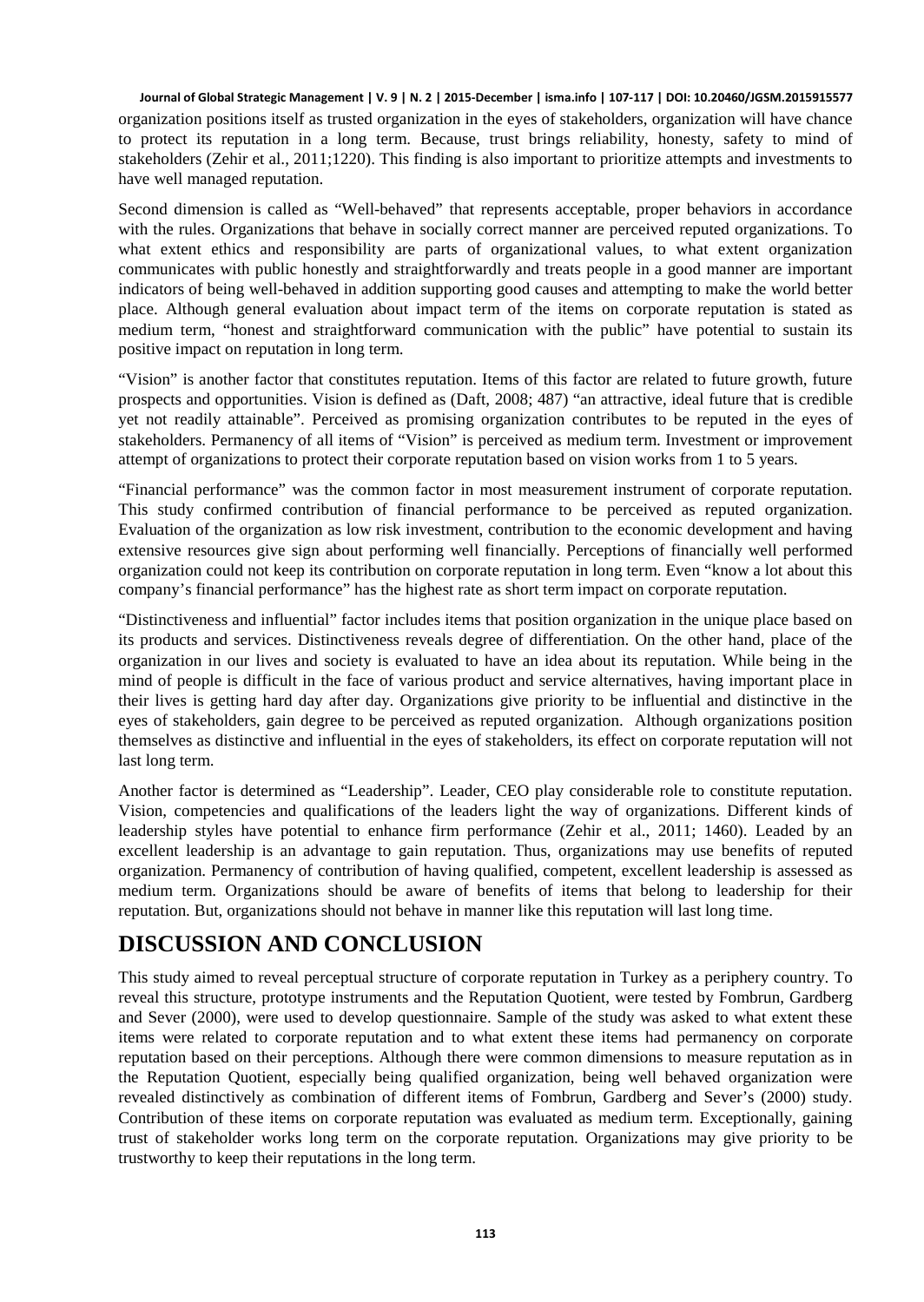organization positions itself as trusted organization in the eyes of stakeholders, organization will have chance to protect its reputation in a long term. Because, trust brings reliability, honesty, safety to mind of stakeholders (Zehir et al., 2011;1220). This finding is also important to prioritize attempts and investments to have well managed reputation.

Second dimension is called as "Well-behaved" that represents acceptable, proper behaviors in accordance with the rules. Organizations that behave in socially correct manner are perceived reputed organizations. To what extent ethics and responsibility are parts of organizational values, to what extent organization communicates with public honestly and straightforwardly and treats people in a good manner are important indicators of being well-behaved in addition supporting good causes and attempting to make the world better place. Although general evaluation about impact term of the items on corporate reputation is stated as medium term, "honest and straightforward communication with the public" have potential to sustain its positive impact on reputation in long term.

"Vision" is another factor that constitutes reputation. Items of this factor are related to future growth, future prospects and opportunities. Vision is defined as (Daft, 2008; 487) "an attractive, ideal future that is credible yet not readily attainable". Perceived as promising organization contributes to be reputed in the eyes of stakeholders. Permanency of all items of "Vision" is perceived as medium term. Investment or improvement attempt of organizations to protect their corporate reputation based on vision works from 1 to 5 years.

"Financial performance" was the common factor in most measurement instrument of corporate reputation. This study confirmed contribution of financial performance to be perceived as reputed organization. Evaluation of the organization as low risk investment, contribution to the economic development and having extensive resources give sign about performing well financially. Perceptions of financially well performed organization could not keep its contribution on corporate reputation in long term. Even "know a lot about this company's financial performance" has the highest rate as short term impact on corporate reputation.

"Distinctiveness and influential" factor includes items that position organization in the unique place based on its products and services. Distinctiveness reveals degree of differentiation. On the other hand, place of the organization in our lives and society is evaluated to have an idea about its reputation. While being in the mind of people is difficult in the face of various product and service alternatives, having important place in their lives is getting hard day after day. Organizations give priority to be influential and distinctive in the eyes of stakeholders, gain degree to be perceived as reputed organization. Although organizations position themselves as distinctive and influential in the eyes of stakeholders, its effect on corporate reputation will not last long term.

Another factor is determined as "Leadership". Leader, CEO play considerable role to constitute reputation. Vision, competencies and qualifications of the leaders light the way of organizations. Different kinds of leadership styles have potential to enhance firm performance (Zehir et al., 2011; 1460). Leaded by an excellent leadership is an advantage to gain reputation. Thus, organizations may use benefits of reputed organization. Permanency of contribution of having qualified, competent, excellent leadership is assessed as medium term. Organizations should be aware of benefits of items that belong to leadership for their reputation. But, organizations should not behave in manner like this reputation will last long time.

# DISCUSSION AND CONCLUSION

This study aimed to reveal perceptual structure of corporate reputation in Turkey as a periphery country. To reveal this structure, prototype instruments and the Reputation Quotient, were tested by Fombrun, Gardberg and Sever (2000), were used to develop questionnaire. Sample of the study was asked to what extent these items were related to corporate reputation and to what extent these items had permanency on corporate reputation based on their perceptions. Although there were common dimensions to measure reputation as in the Reputation Quotient, especially being qualified organization, being well behaved organization were revealed distinctively as combination of different items of Fombrun, Gardberg and Sever's (2000) study. Contribution of these items on corporate reputation was evaluated as medium term. Exceptionally, gaining trust of stakeholder works long term on the corporate reputation. Organizations may give priority to be trustworthy to keep their reputations in the long term.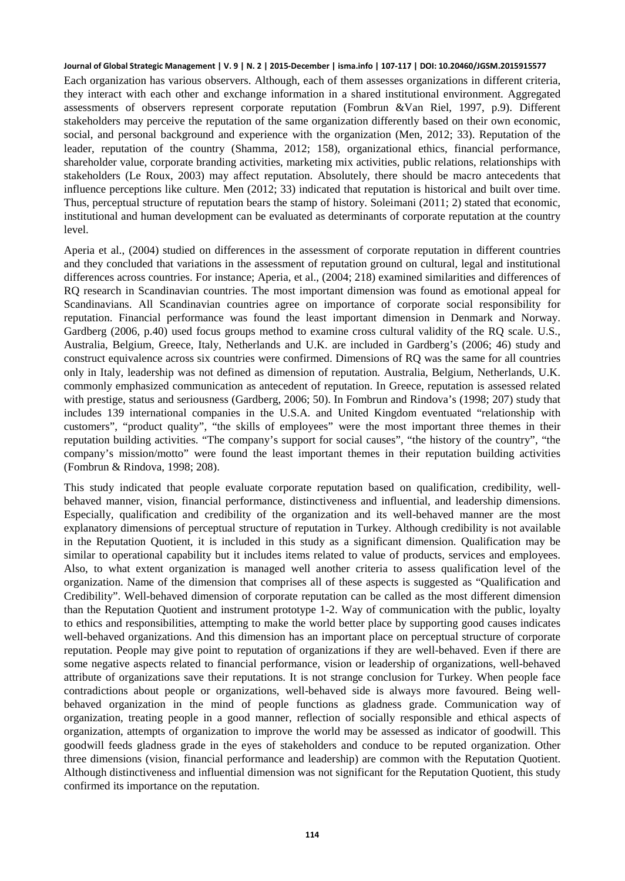Each organization has various observers. Although, each of them assesses organizations in different criteria, they interact with each other and exchange information in a shared institutional environment. Aggregated assessments of observers represent corporate reputation (Fombrun &Van Riel, 1997, p.9). Different stakeholders may perceive the reputation of the same organization differently based on their own economic, social, and personal background and experience with the organization (Men, 2012; 33). Reputation of the leader, reputation of the country (Shamma, 2012; 158), organizational ethics, financial performance, shareholder value, corporate branding activities, marketing mix activities, public relations, relationships with stakeholders (Le Roux, 2003) may affect reputation. Absolutely, there should be macro antecedents that influence perceptions like culture. Men (2012; 33) indicated that reputation is historical and built over time. Thus, perceptual structure of reputation bears the stamp of history. Soleimani (2011; 2) stated that economic, institutional and human development can be evaluated as determinants of corporate reputation at the country level.

Aperia et al., (2004) studied on differences in the assessment of corporate reputation in different countries and they concluded that variations in the assessment of reputation ground on cultural, legal and institutional differences across countries. For instance; Aperia, et al., (2004; 218) examined similarities and differences of RQ research in Scandinavian countries. The most important dimension was found as emotional appeal for Scandinavians. All Scandinavian countries agree on importance of corporate social responsibility for reputation. Financial performance was found the least important dimension in Denmark and Norway. Gardberg (2006, p.40) used focus groups method to examine cross cultural validity of the RQ scale. U.S., Australia, Belgium, Greece, Italy, Netherlands and U.K. are included in Gardberg's (2006; 46) study and construct equivalence across six countries were confirmed. Dimensions of RQ was the same for all countries only in Italy, leadership was not defined as dimension of reputation. Australia, Belgium, Netherlands, U.K. commonly emphasized communication as antecedent of reputation. In Greece, reputation is assessed related with prestige, status and seriousness (Gardberg, 2006; 50). In Fombrun and Rindova's (1998; 207) study that includes 139 international companies in the U.S.A. and United Kingdom eventuated "relationship with customers", "product quality", "the skills of employees" were the most important three themes in their reputation building activities. "The company's support for social causes", "the history of the country", "the company's mission/motto" were found the least important themes in their reputation building activities (Fombrun & Rindova, 1998; 208).

This study indicated that people evaluate corporate reputation based on qualification, credibility, well-behaved manner, vision, financial performance, distinctiveness and influential, and leadership dimensions. Especially, qualification and credibility of the organization and its well-behaved manner are the most explanatory dimensions of perceptual structure of reputation in Turkey. Although credibility is not available in the Reputation Quotient, it is included in this study as a significant dimension. Qualification may be similar to operational capability but it includes items related to value of products, services and employees. Also, to what extent organization is managed well another criteria to assess qualification level of the organization. Name of the dimension that comprises all of these aspects is suggested as "Qualification and Credibility". Well-behaved dimension of corporate reputation can be called as the most different dimension than the Reputation Quotient and instrument prototype 1-2. Way of communication with the public, loyalty to ethics and responsibilities, attempting to make the world better place by supporting good causes indicates well-behaved organizations. And this dimension has an important place on perceptual structure of corporate reputation. People may give point to reputation of organizations if they are well-behaved. Even if there are some negative aspects related to financial performance, vision or leadership of organizations, well-behaved attribute of organizations save their reputations. It is not strange conclusion for Turkey. When people face contradictions about people or organizations, well-behaved side is always more favoured. Being well-behaved organization in the mind of people functions as gladness grade. Communication way of organization, treating people in a good manner, reflection of socially responsible and ethical aspects of organization, attempts of organization to improve the world may be assessed as indicator of goodwill. This goodwill feeds gladness grade in the eyes of stakeholders and conduce to be reputed organization. Other three dimensions (vision, financial performance and leadership) are common with the Reputation Quotient. Although distinctiveness and influential dimension was not significant for the Reputation Quotient, this study confirmed its importance on the reputation.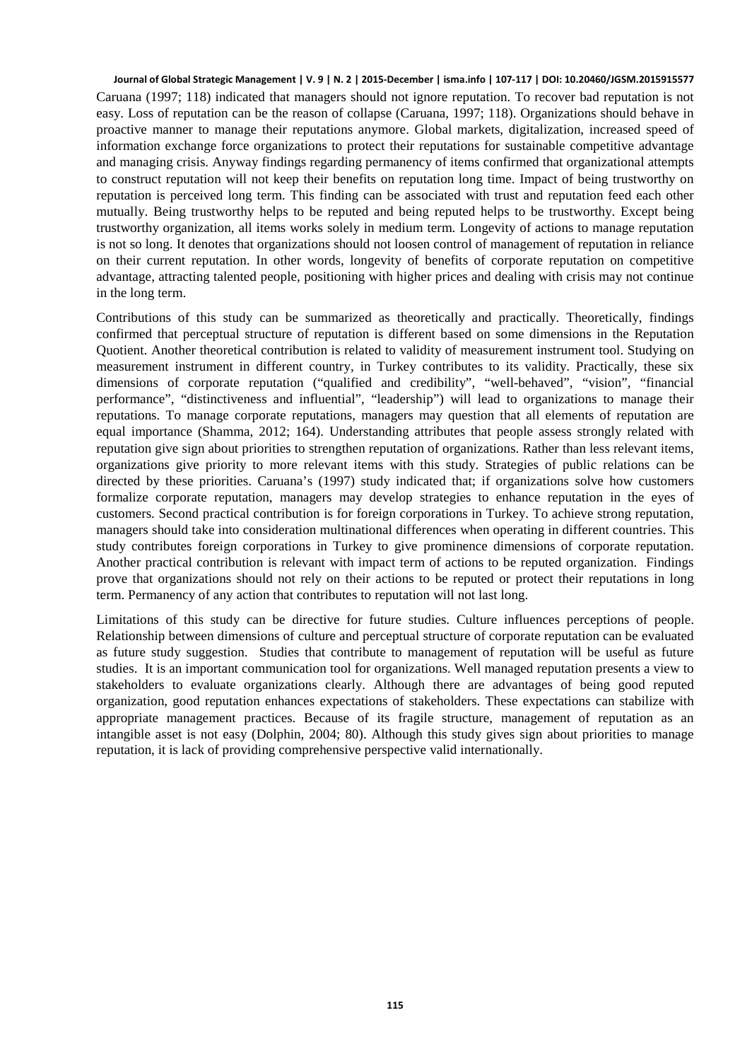Caruana (1997; 118) indicated that managers should not ignore reputation. To recover bad reputation is not easy. Loss of reputation can be the reason of collapse (Caruana, 1997; 118). Organizations should behave in proactive manner to manage their reputations anymore. Global markets, digitalization, increased speed of information exchange force organizations to protect their reputations for sustainable competitive advantage and managing crisis. Anyway findings regarding permanency of items confirmed that organizational attempts to construct reputation will not keep their benefits on reputation long time. Impact of being trustworthy on reputation is perceived long term. This finding can be associated with trust and reputation feed each other mutually. Being trustworthy helps to be reputed and being reputed helps to be trustworthy. Except being trustworthy organization, all items works solely in medium term. Longevity of actions to manage reputation is not so long. It denotes that organizations should not loosen control of management of reputation in reliance on their current reputation. In other words, longevity of benefits of corporate reputation on competitive advantage, attracting talented people, positioning with higher prices and dealing with crisis may not continue in the long term.

Contributions of this study can be summarized as theoretically and practically. Theoretically, findings confirmed that perceptual structure of reputation is different based on some dimensions in the Reputation Quotient. Another theoretical contribution is related to validity of measurement instrument tool. Studying on measurement instrument in different country, in Turkey contributes to its validity. Practically, these six dimensions of corporate reputation ("qualified and credibility", "well-behaved", "vision", "financial performance", "distinctiveness and influential", "leadership") will lead to organizations to manage their reputations. To manage corporate reputations, managers may question that all elements of reputation are equal importance (Shamma, 2012; 164). Understanding attributes that people assess strongly related with reputation give sign about priorities to strengthen reputation of organizations. Rather than less relevant items, organizations give priority to more relevant items with this study. Strategies of public relations can be directed by these priorities. Caruana's (1997) study indicated that; if organizations solve how customers formalize corporate reputation, managers may develop strategies to enhance reputation in the eyes of customers. Second practical contribution is for foreign corporations in Turkey. To achieve strong reputation, managers should take into consideration multinational differences when operating in different countries. This study contributes foreign corporations in Turkey to give prominence dimensions of corporate reputation. Another practical contribution is relevant with impact term of actions to be reputed organization. Findings prove that organizations should not rely on their actions to be reputed or protect their reputations in long term. Permanency of any action that contributes to reputation will not last long.

Limitations of this study can be directive for future studies. Culture influences perceptions of people. Relationship between dimensions of culture and perceptual structure of corporate reputation can be evaluated as future study suggestion. Studies that contribute to management of reputation will be useful as future studies. It is an important communication tool for organizations. Well managed reputation presents a view to stakeholders to evaluate organizations clearly. Although there are advantages of being good reputed organization, good reputation enhances expectations of stakeholders. These expectations can stabilize with appropriate management practices. Because of its fragile structure, management of reputation as an intangible asset is not easy (Dolphin, 2004; 80). Although this study gives sign about priorities to manage reputation, it is lack of providing comprehensive perspective valid internationally.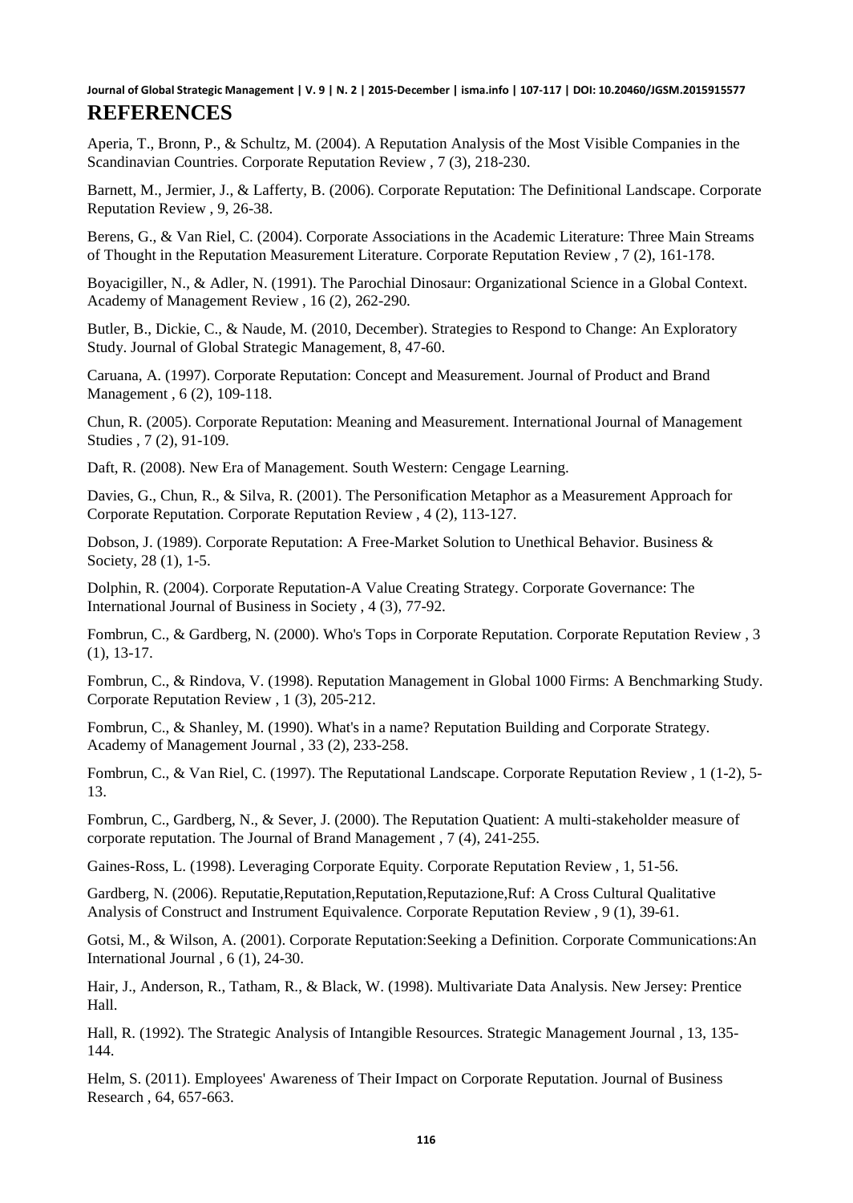## REFERENCES

Aperia, T., Bronn, P., & Schultz, M. (2004). A Reputation Analysis of the Most Visible Companies in the Scandinavian Countries. Corporate Reputation Review , 7 (3), 218-230.

Barnett, M., Jermier, J., & Lafferty, B. (2006). Corporate Reputation: The Definitional Landscape. Corporate Reputation Review , 9, 26-38.

Berens, G., & Van Riel, C. (2004). Corporate Associations in the Academic Literature: Three Main Streams of Thought in the Reputation Measurement Literature. Corporate Reputation Review , 7 (2), 161-178.

Boyacigiller, N., & Adler, N. (1991). The Parochial Dinosaur: Organizational Science in a Global Context. Academy of Management Review , 16 (2), 262-290.

Butler, B., Dickie, C., & Naude, M. (2010, December). Strategies to Respond to Change: An Exploratory Study. Journal of Global Strategic Management, 8, 47-60.

Caruana, A. (1997). Corporate Reputation: Concept and Measurement. Journal of Product and Brand Management , 6 (2), 109-118.

Chun, R. (2005). Corporate Reputation: Meaning and Measurement. International Journal of Management Studies , 7 (2), 91-109.

Daft, R. (2008). New Era of Management. South Western: Cengage Learning.

Davies, G., Chun, R., & Silva, R. (2001). The Personification Metaphor as a Measurement Approach for Corporate Reputation. Corporate Reputation Review , 4 (2), 113-127.

Dobson, J. (1989). Corporate Reputation: A Free-Market Solution to Unethical Behavior. Business & Society, 28 (1), 1-5.

Dolphin, R. (2004). Corporate Reputation-A Value Creating Strategy. Corporate Governance: The International Journal of Business in Society , 4 (3), 77-92.

Fombrun, C., & Gardberg, N. (2000). Who's Tops in Corporate Reputation. Corporate Reputation Review , 3 (1), 13-17.

Fombrun, C., & Rindova, V. (1998). Reputation Management in Global 1000 Firms: A Benchmarking Study. Corporate Reputation Review , 1 (3), 205-212.

Fombrun, C., & Shanley, M. (1990). What's in a name? Reputation Building and Corporate Strategy. Academy of Management Journal , 33 (2), 233-258.

Fombrun, C., & Van Riel, C. (1997). The Reputational Landscape. Corporate Reputation Review , 1 (1-2), 5-13.

Fombrun, C., Gardberg, N., & Sever, J. (2000). The Reputation Quatient: A multi-stakeholder measure of corporate reputation. The Journal of Brand Management , 7 (4), 241-255.

Gaines-Ross, L. (1998). Leveraging Corporate Equity. Corporate Reputation Review , 1, 51-56.

Gardberg, N. (2006). Reputatie,Reputation,Reputation,Reputazione,Ruf: A Cross Cultural Qualitative Analysis of Construct and Instrument Equivalence. Corporate Reputation Review , 9 (1), 39-61.

Gotsi, M., & Wilson, A. (2001). Corporate Reputation:Seeking a Definition. Corporate Communications:An International Journal , 6 (1), 24-30.

Hair, J., Anderson, R., Tatham, R., & Black, W. (1998). Multivariate Data Analysis. New Jersey: Prentice Hall.

Hall, R. (1992). The Strategic Analysis of Intangible Resources. Strategic Management Journal , 13, 135-144.

Helm, S. (2011). Employees' Awareness of Their Impact on Corporate Reputation. Journal of Business Research , 64, 657-663.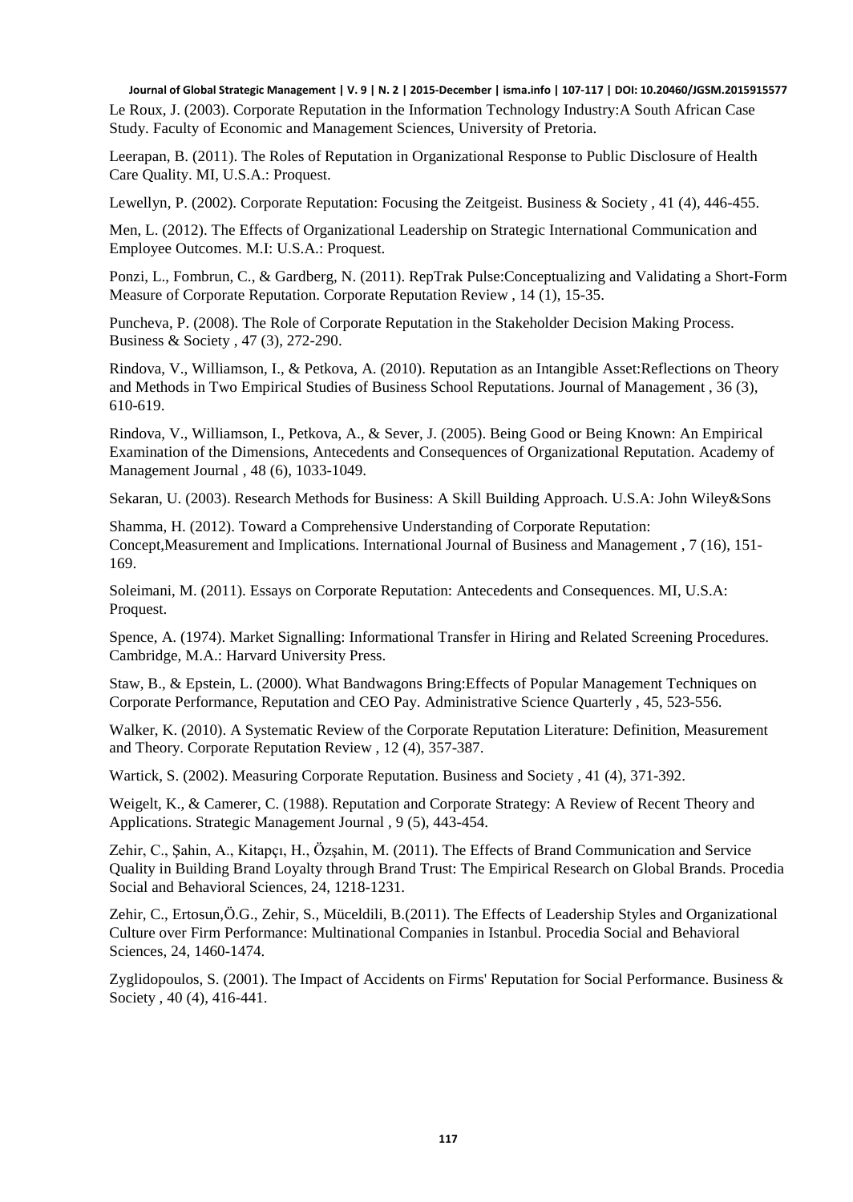Le Roux, J. (2003). Corporate Reputation in the Information Technology Industry:A South African Case Study. Faculty of Economic and Management Sciences, University of Pretoria.

Leerapan, B. (2011). The Roles of Reputation in Organizational Response to Public Disclosure of Health Care Quality. MI, U.S.A.: Proquest.

Lewellyn, P. (2002). Corporate Reputation: Focusing the Zeitgeist. Business & Society , 41 (4), 446-455.

Men, L. (2012). The Effects of Organizational Leadership on Strategic International Communication and Employee Outcomes. M.I: U.S.A.: Proquest.

Ponzi, L., Fombrun, C., & Gardberg, N. (2011). RepTrak Pulse:Conceptualizing and Validating a Short-Form Measure of Corporate Reputation. Corporate Reputation Review , 14 (1), 15-35.

Puncheva, P. (2008). The Role of Corporate Reputation in the Stakeholder Decision Making Process. Business & Society , 47 (3), 272-290.

Rindova, V., Williamson, I., & Petkova, A. (2010). Reputation as an Intangible Asset:Reflections on Theory and Methods in Two Empirical Studies of Business School Reputations. Journal of Management , 36 (3), 610-619.

Rindova, V., Williamson, I., Petkova, A., & Sever, J. (2005). Being Good or Being Known: An Empirical Examination of the Dimensions, Antecedents and Consequences of Organizational Reputation. Academy of Management Journal , 48 (6), 1033-1049.

Sekaran, U. (2003). Research Methods for Business: A Skill Building Approach. U.S.A: John Wiley&Sons

Shamma, H. (2012). Toward a Comprehensive Understanding of Corporate Reputation: Concept,Measurement and Implications. International Journal of Business and Management , 7 (16), 151-169.

Soleimani, M. (2011). Essays on Corporate Reputation: Antecedents and Consequences. MI, U.S.A: Proquest.

Spence, A. (1974). Market Signalling: Informational Transfer in Hiring and Related Screening Procedures. Cambridge, M.A.: Harvard University Press.

Staw, B., & Epstein, L. (2000). What Bandwagons Bring:Effects of Popular Management Techniques on Corporate Performance, Reputation and CEO Pay. Administrative Science Quarterly , 45, 523-556.

Walker, K. (2010). A Systematic Review of the Corporate Reputation Literature: Definition, Measurement and Theory. Corporate Reputation Review , 12 (4), 357-387.

Wartick, S. (2002). Measuring Corporate Reputation. Business and Society , 41 (4), 371-392.

Weigelt, K., & Camerer, C. (1988). Reputation and Corporate Strategy: A Review of Recent Theory and Applications. Strategic Management Journal , 9 (5), 443-454.

Zehir, C., Şahin, A., Kitapçı, H., Özşahin, M. (2011). The Effects of Brand Communication and Service Quality in Building Brand Loyalty through Brand Trust: The Empirical Research on Global Brands. Procedia Social and Behavioral Sciences, 24, 1218-1231.

Zehir, C., Ertosun,Ö.G., Zehir, S., Müceldili, B.(2011). The Effects of Leadership Styles and Organizational Culture over Firm Performance: Multinational Companies in Istanbul. Procedia Social and Behavioral Sciences, 24, 1460-1474.

Zyglidopoulos, S. (2001). The Impact of Accidents on Firms' Reputation for Social Performance. Business & Society , 40 (4), 416-441.